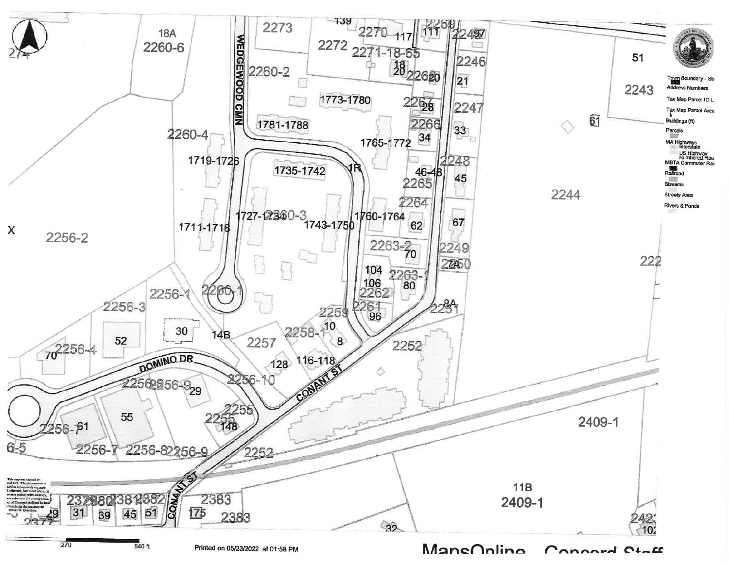Town Boundary - St

Address Numbers

Tax Map Parcel ID L

Tax Map Parcel Area

Buildings (ft)

Parcels

MA Highways
- Interstate
- US Highway
- Numbered Rou

MBTA Commuter Rai

Railroad

Streams

Streets Area

Rivers & Ponds

WEDGEWOOD CMN

DOMINO DR

CONANT ST

18A 2260-6

2260-2

2260-4

2260-3

2260-1

2256-1

2256-2

2256-3

2256-4

2256-7

2256-8

2256-9

2256-10

2257

2258-1

2259

2261

2262

2263-1

2263-2

2264

2265

2266

2267

2268

2269

2270

2271-18-65

2272

2273

2243

2244

2246

2247

2248

2249

2250

2251

2252

2255

2383

2409-1

11B 2409-1

1719-1726

1711-1718

1727-1734

1735-1742

1743-1750

1760-1764

1765-1772

1773-1780

1781-1788

116-118

270 540 ft

This map was created by and GIS. The information is ided as a reasonably accurate l reference, but is not intended present authoritative survey, n of Concord shall not be held onsible for the accuracy or misuse of these data.

Printed on 05/23/2022 at 01:58 PM

MapsOnline - Concord Staff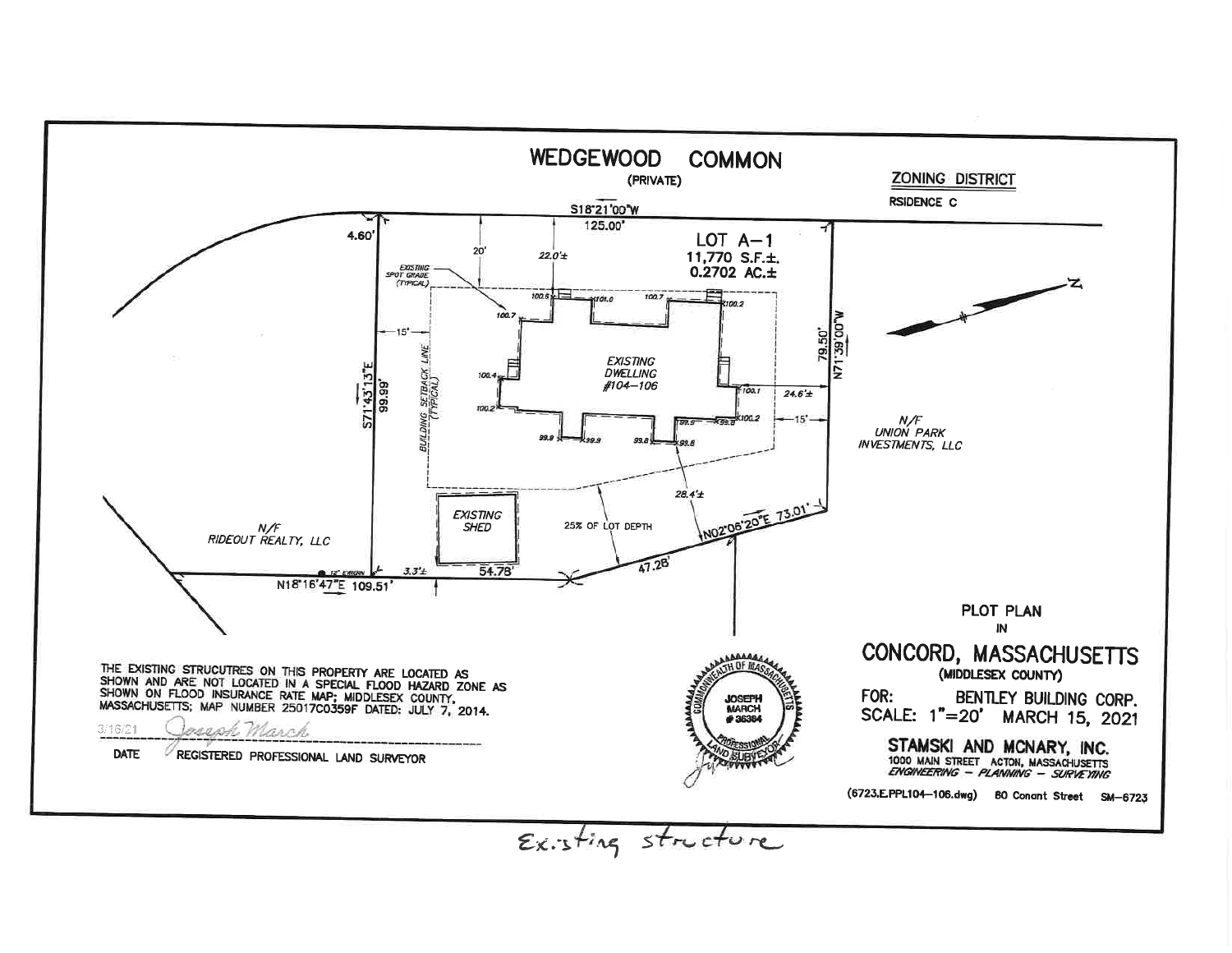# WEDGEWOOD COMMON

(PRIVATE)

**ZONING DISTRICT**

RSIDENCE C

S18°21'00"W
125.00'

LOT A-1
11,770 S.F.±.
0.2702 AC.±

4.60'

20'

22.0'±

EXISTING SPOT GRADE (TYPICAL)

100.6 101.0 100.7 100.2

100.7

15'

100.4

BUILDING SETBACK LINE (TYPICAL)

EXISTING DWELLING #104–106

100.1

24.6'±

100.2

100.2

99.9 99.9 99.8 99.8 99.9 99.8

15'

S71°43'13"E
99.99'

79.50'
N71°39'00"W

N

N/F
UNION PARK INVESTMENTS, LLC

EXISTING SHED

25% OF LOT DEPTH

28.4'±

N02°06'20"E 73.01'

N/F
RIDEOUT REALTY, LLC

12" EVRGRN

3.3'±

54.78'

47.28'

N18°16'47"E 109.51'

PLOT PLAN
IN

# CONCORD, MASSACHUSETTS

(MIDDLESEX COUNTY)

FOR: BENTLEY BUILDING CORP.
SCALE: 1"=20' MARCH 15, 2021

THE EXISTING STRUCUTRES ON THIS PROPERTY ARE LOCATED AS SHOWN AND ARE NOT LOCATED IN A SPECIAL FLOOD HAZARD ZONE AS SHOWN ON FLOOD INSURANCE RATE MAP; MIDDLESEX COUNTY, MASSACHUSETTS; MAP NUMBER 25017C0359F DATED: JULY 7, 2014.

3/16/21 Joseph March

DATE REGISTERED PROFESSIONAL LAND SURVEYOR

COMMONWEALTH OF MASSACHUSETTS
JOSEPH MARCH
#36384
PROFESSIONAL LAND SURVEYOR

**STAMSKI AND MCNARY, INC.**
1000 MAIN STREET ACTON, MASSACHUSETTS
*ENGINEERING – PLANNING – SURVEYING*

(6723.E.PPL104–106.dwg) 80 Conant Street SM–6723

Existing structure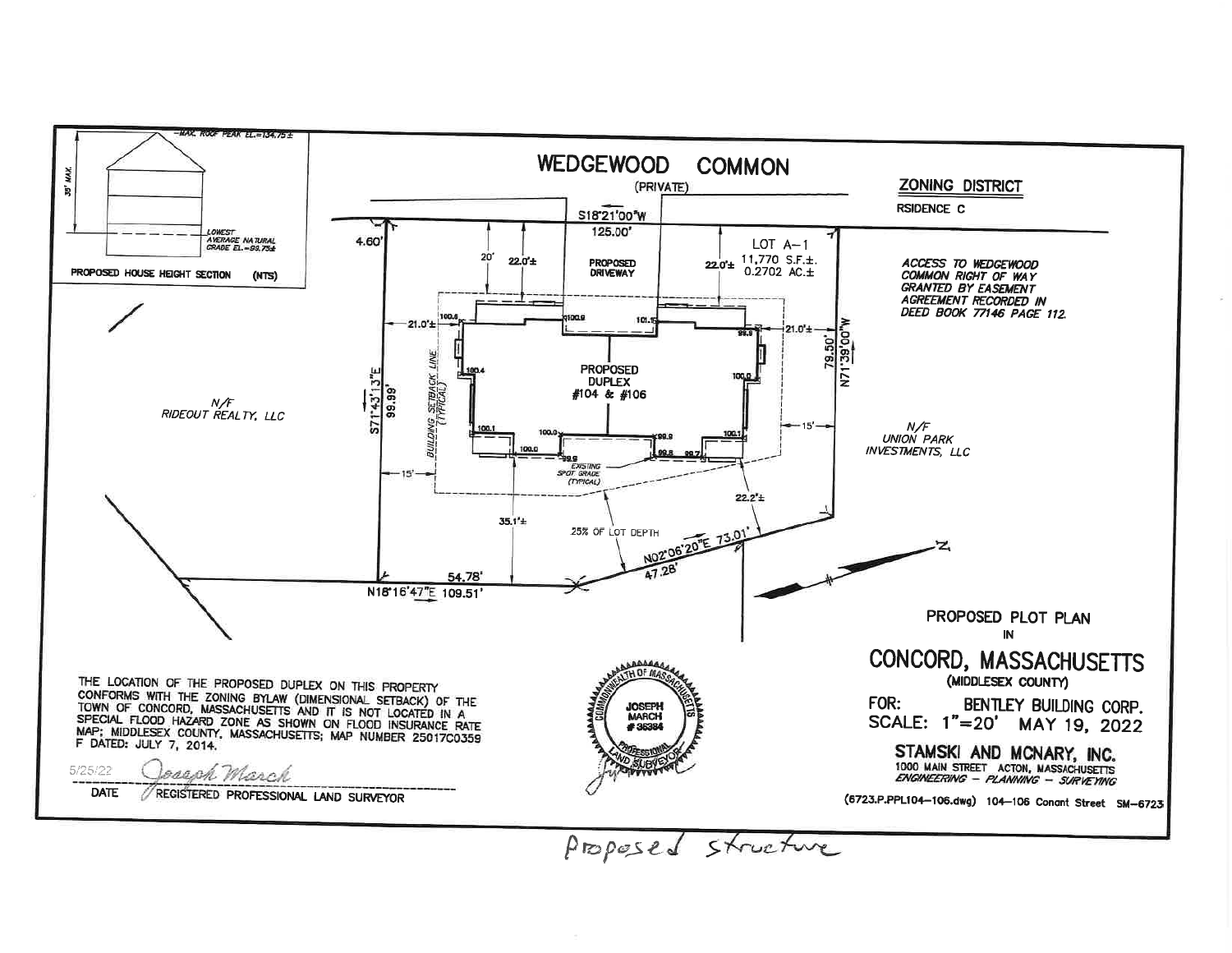MAX. ROOF PEAK EL.=134.75±

35' MAX.

LOWEST AVERAGE NATURAL GRADE EL.=99.75±

PROPOSED HOUSE HEIGHT SECTION (NTS)

# WEDGEWOOD COMMON

(PRIVATE)

S18°21'00"W
125.00'

4.60'

20'

22.0'±

PROPOSED DRIVEWAY

22.0'±

LOT A-1
11,770 S.F.±.
0.2702 AC.±

## ZONING DISTRICT

RSIDENCE C

*ACCESS TO WEDGEWOOD COMMON RIGHT OF WAY GRANTED BY EASEMENT AGREEMENT RECORDED IN DEED BOOK 77146 PAGE 112.*

21.0'±

21.0'±

79.50'
N71°39'00"W

BUILDING SETBACK LINE (TYPICAL)

S71°43'13"E
99.99'

N/F
RIDEOUT REALTY, LLC

PROPOSED DUPLEX
#104 & #106

N/F
UNION PARK INVESTMENTS, LLC

15'

15'

EXISTING SPOT GRADE (TYPICAL)

100.6 100.9 101.1 99.9 100.4 100.0 100.1 100.0 100.0 99.9 99.8 99.8 99.7 100.1

22.2'±

35.1'±

25% OF LOT DEPTH

N02°06'20"E 73.01'
47.28'

54.78'
N18°16'47"E 109.51'

N

PROPOSED PLOT PLAN
IN

# CONCORD, MASSACHUSETTS

(MIDDLESEX COUNTY)

FOR: BENTLEY BUILDING CORP.
SCALE: 1"=20' MAY 19, 2022

THE LOCATION OF THE PROPOSED DUPLEX ON THIS PROPERTY CONFORMS WITH THE ZONING BYLAW (DIMENSIONAL SETBACK) OF THE TOWN OF CONCORD, MASSACHUSETTS AND IT IS NOT LOCATED IN A SPECIAL FLOOD HAZARD ZONE AS SHOWN ON FLOOD INSURANCE RATE MAP; MIDDLESEX COUNTY, MASSACHUSETTS; MAP NUMBER 25017C0359 F DATED: JULY 7, 2014.

COMMONWEALTH OF MASSACHUSETTS
JOSEPH MARCH
# 36384
PROFESSIONAL LAND SURVEYOR

5/25/22 Joseph March

DATE REGISTERED PROFESSIONAL LAND SURVEYOR

**STAMSKI AND MCNARY, INC.**
1000 MAIN STREET ACTON, MASSACHUSETTS
*ENGINEERING – PLANNING – SURVEYING*

(6723.P.PPL104-106.dwg) 104-106 Conant Street SM-6723

Proposed structure